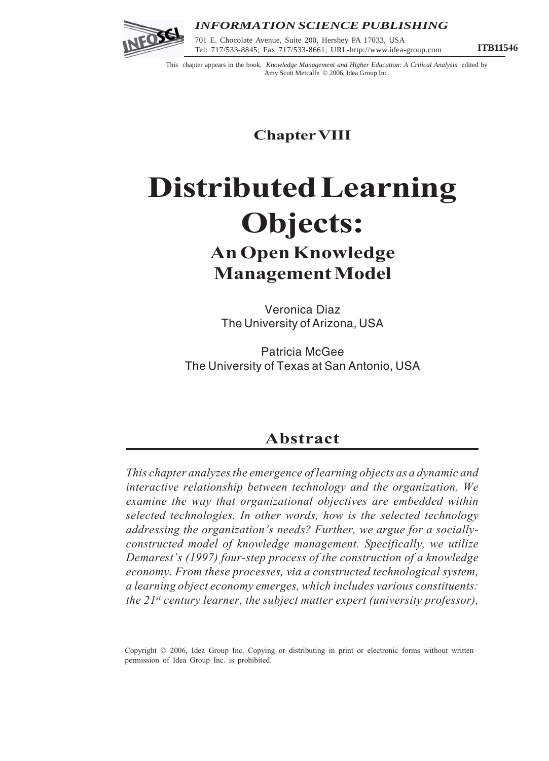This chapter appears in the book, *Knowledge Management and Higher Education: A Critical Analysis* edited by Amy Scott Metcalfe © 2006, Idea Group Inc.

**Chapter VIII**

# Distributed Learning Objects:

## An Open Knowledge Management Model

Veronica Diaz
The University of Arizona, USA

Patricia McGee
The University of Texas at San Antonio, USA

## Abstract

*This chapter analyzes the emergence of learning objects as a dynamic and interactive relationship between technology and the organization. We examine the way that organizational objectives are embedded within selected technologies. In other words, how is the selected technology addressing the organization's needs? Further, we argue for a socially-constructed model of knowledge management. Specifically, we utilize Demarest's (1997) four-step process of the construction of a knowledge economy. From these processes, via a constructed technological system, a learning object economy emerges, which includes various constituents: the 21st century learner, the subject matter expert (university professor),*

Copyright © 2006, Idea Group Inc. Copying or distributing in print or electronic forms without written permission of Idea Group Inc. is prohibited.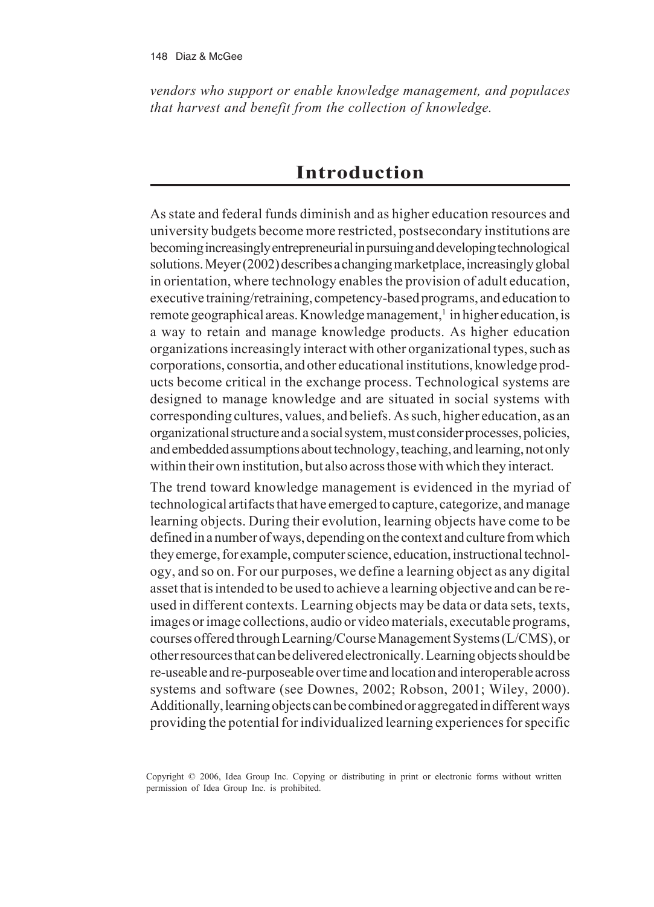*vendors who support or enable knowledge management, and populaces that harvest and benefit from the collection of knowledge.*

## Introduction

As state and federal funds diminish and as higher education resources and university budgets become more restricted, postsecondary institutions are becoming increasingly entrepreneurial in pursuing and developing technological solutions. Meyer (2002) describes a changing marketplace, increasingly global in orientation, where technology enables the provision of adult education, executive training/retraining, competency-based programs, and education to remote geographical areas. Knowledge management,[1] in higher education, is a way to retain and manage knowledge products. As higher education organizations increasingly interact with other organizational types, such as corporations, consortia, and other educational institutions, knowledge products become critical in the exchange process. Technological systems are designed to manage knowledge and are situated in social systems with corresponding cultures, values, and beliefs. As such, higher education, as an organizational structure and a social system, must consider processes, policies, and embedded assumptions about technology, teaching, and learning, not only within their own institution, but also across those with which they interact.

The trend toward knowledge management is evidenced in the myriad of technological artifacts that have emerged to capture, categorize, and manage learning objects. During their evolution, learning objects have come to be defined in a number of ways, depending on the context and culture from which they emerge, for example, computer science, education, instructional technology, and so on. For our purposes, we define a learning object as any digital asset that is intended to be used to achieve a learning objective and can be re-used in different contexts. Learning objects may be data or data sets, texts, images or image collections, audio or video materials, executable programs, courses offered through Learning/Course Management Systems (L/CMS), or other resources that can be delivered electronically. Learning objects should be re-useable and re-purposeable over time and location and interoperable across systems and software (see Downes, 2002; Robson, 2001; Wiley, 2000). Additionally, learning objects can be combined or aggregated in different ways providing the potential for individualized learning experiences for specific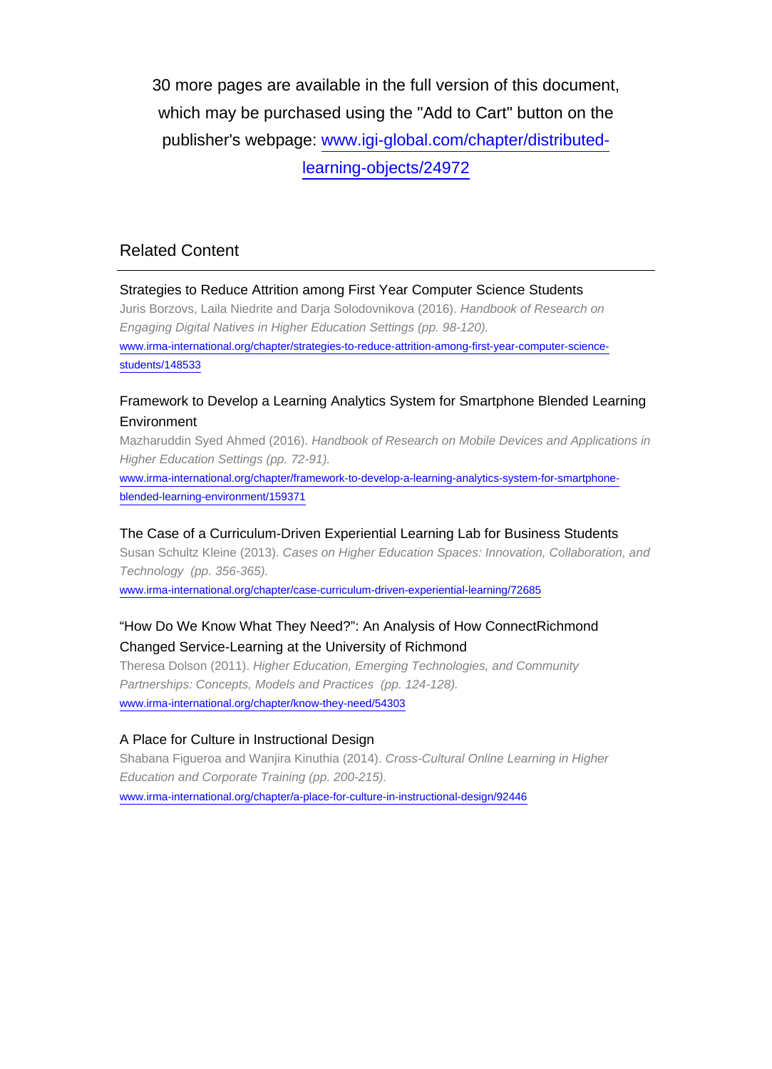30 more pages are available in the full version of this document, which may be purchased using the "Add to Cart" button on the publisher's webpage: [www.igi-global.com/chapter/distributed-learning-objects/24972](www.igi-global.com/chapter/distributed-learning-objects/24972)

## Related Content

**Strategies to Reduce Attrition among First Year Computer Science Students**
Juris Borzovs, Laila Niedrite and Darja Solodovnikova (2016). *Handbook of Research on Engaging Digital Natives in Higher Education Settings (pp. 98-120).*
[www.irma-international.org/chapter/strategies-to-reduce-attrition-among-first-year-computer-science-students/148533](www.irma-international.org/chapter/strategies-to-reduce-attrition-among-first-year-computer-science-students/148533)

**Framework to Develop a Learning Analytics System for Smartphone Blended Learning Environment**
Mazharuddin Syed Ahmed (2016). *Handbook of Research on Mobile Devices and Applications in Higher Education Settings (pp. 72-91).*
[www.irma-international.org/chapter/framework-to-develop-a-learning-analytics-system-for-smartphone-blended-learning-environment/159371](www.irma-international.org/chapter/framework-to-develop-a-learning-analytics-system-for-smartphone-blended-learning-environment/159371)

**The Case of a Curriculum-Driven Experiential Learning Lab for Business Students**
Susan Schultz Kleine (2013). *Cases on Higher Education Spaces: Innovation, Collaboration, and Technology (pp. 356-365).*
[www.irma-international.org/chapter/case-curriculum-driven-experiential-learning/72685](www.irma-international.org/chapter/case-curriculum-driven-experiential-learning/72685)

**“How Do We Know What They Need?”: An Analysis of How ConnectRichmond Changed Service-Learning at the University of Richmond**
Theresa Dolson (2011). *Higher Education, Emerging Technologies, and Community Partnerships: Concepts, Models and Practices (pp. 124-128).*
[www.irma-international.org/chapter/know-they-need/54303](www.irma-international.org/chapter/know-they-need/54303)

**A Place for Culture in Instructional Design**
Shabana Figueroa and Wanjira Kinuthia (2014). *Cross-Cultural Online Learning in Higher Education and Corporate Training (pp. 200-215).*
[www.irma-international.org/chapter/a-place-for-culture-in-instructional-design/92446](www.irma-international.org/chapter/a-place-for-culture-in-instructional-design/92446)